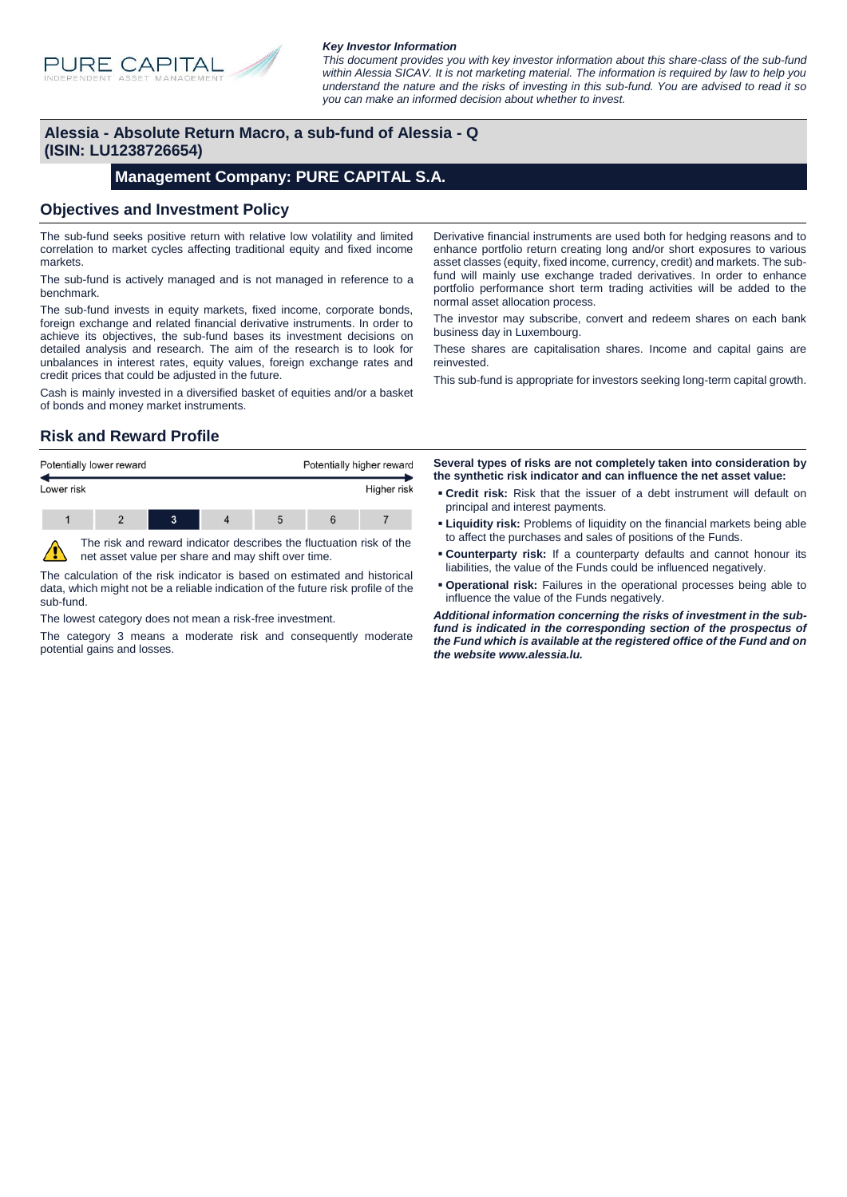PURE CAPITAL
INDEPENDENT ASSET MANAGEMENT

***Key Investor Information***

*This document provides you with key investor information about this share-class of the sub-fund within Alessia SICAV. It is not marketing material. The information is required by law to help you understand the nature and the risks of investing in this sub-fund. You are advised to read it so you can make an informed decision about whether to invest.*

# Alessia - Absolute Return Macro, a sub-fund of Alessia - Q (ISIN: LU1238726654)

## Management Company: PURE CAPITAL S.A.

## Objectives and Investment Policy

The sub-fund seeks positive return with relative low volatility and limited correlation to market cycles affecting traditional equity and fixed income markets.

The sub-fund is actively managed and is not managed in reference to a benchmark.

The sub-fund invests in equity markets, fixed income, corporate bonds, foreign exchange and related financial derivative instruments. In order to achieve its objectives, the sub-fund bases its investment decisions on detailed analysis and research. The aim of the research is to look for unbalances in interest rates, equity values, foreign exchange rates and credit prices that could be adjusted in the future.

Cash is mainly invested in a diversified basket of equities and/or a basket of bonds and money market instruments.

Derivative financial instruments are used both for hedging reasons and to enhance portfolio return creating long and/or short exposures to various asset classes (equity, fixed income, currency, credit) and markets. The sub-fund will mainly use exchange traded derivatives. In order to enhance portfolio performance short term trading activities will be added to the normal asset allocation process.

The investor may subscribe, convert and redeem shares on each bank business day in Luxembourg.

These shares are capitalisation shares. Income and capital gains are reinvested.

This sub-fund is appropriate for investors seeking long-term capital growth.

## Risk and Reward Profile

| Potentially lower reward | | | | | | Potentially higher reward |
|---|---|---|---|---|---|---|
| Lower risk | | | | | | Higher risk |
| 1 | 2 | **3** | 4 | 5 | 6 | 7 |

The risk and reward indicator describes the fluctuation risk of the net asset value per share and may shift over time.

The calculation of the risk indicator is based on estimated and historical data, which might not be a reliable indication of the future risk profile of the sub-fund.

The lowest category does not mean a risk-free investment.

The category 3 means a moderate risk and consequently moderate potential gains and losses.

**Several types of risks are not completely taken into consideration by the synthetic risk indicator and can influence the net asset value:**

- **Credit risk:** Risk that the issuer of a debt instrument will default on principal and interest payments.
- **Liquidity risk:** Problems of liquidity on the financial markets being able to affect the purchases and sales of positions of the Funds.
- **Counterparty risk:** If a counterparty defaults and cannot honour its liabilities, the value of the Funds could be influenced negatively.
- **Operational risk:** Failures in the operational processes being able to influence the value of the Funds negatively.

***Additional information concerning the risks of investment in the sub-fund is indicated in the corresponding section of the prospectus of the Fund which is available at the registered office of the Fund and on the website www.alessia.lu.***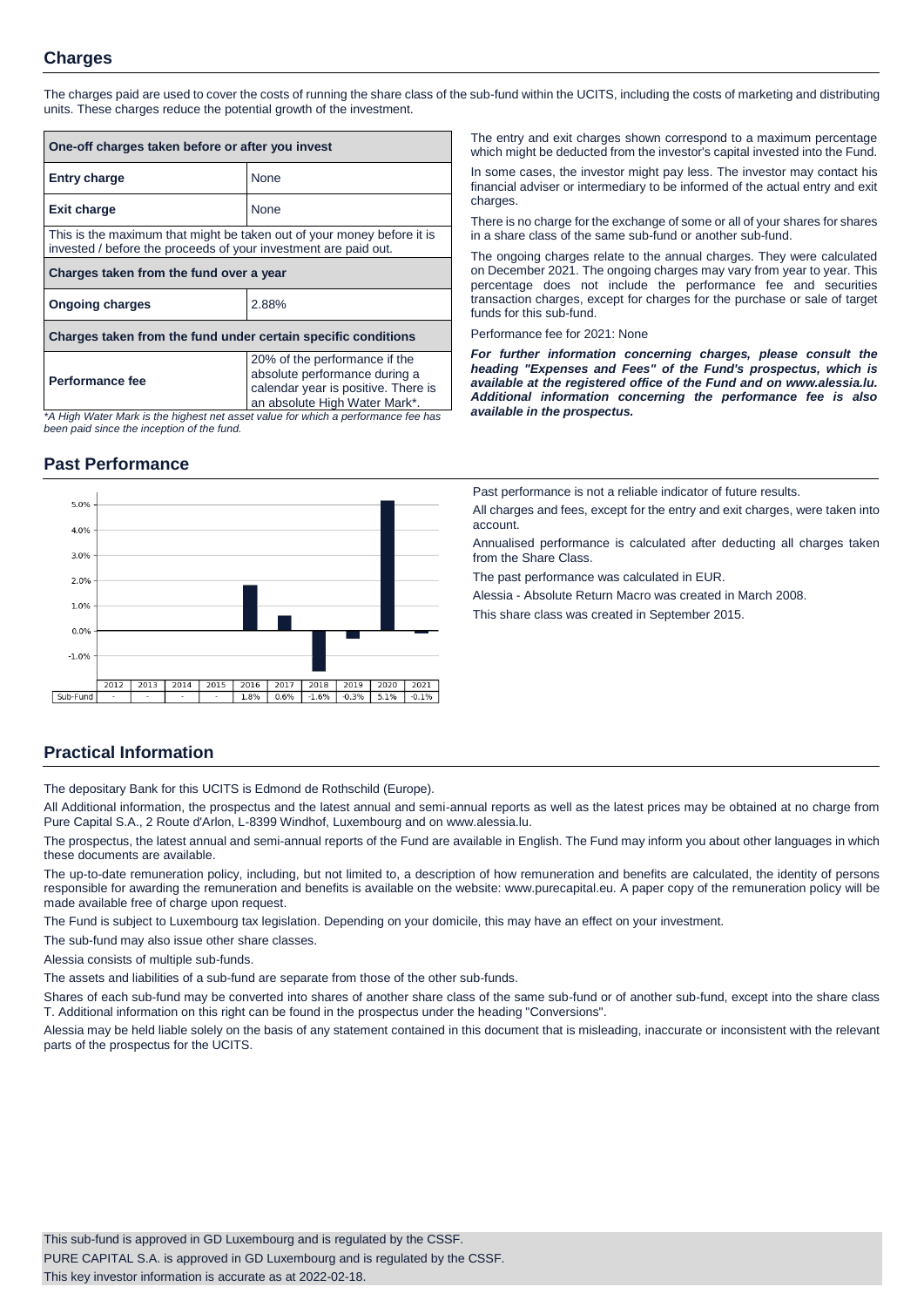## Charges

The charges paid are used to cover the costs of running the share class of the sub-fund within the UCITS, including the costs of marketing and distributing units. These charges reduce the potential growth of the investment.

| One-off charges taken before or after you invest | |
|---|---|
| **Entry charge** | None |
| **Exit charge** | None |
| This is the maximum that might be taken out of your money before it is invested / before the proceeds of your investment are paid out. | |
| **Charges taken from the fund over a year** | |
| **Ongoing charges** | 2.88% |
| **Charges taken from the fund under certain specific conditions** | |
| **Performance fee** | 20% of the performance if the absolute performance during a calendar year is positive. There is an absolute High Water Mark*. |

*A High Water Mark is the highest net asset value for which a performance fee has been paid since the inception of the fund.*

The entry and exit charges shown correspond to a maximum percentage which might be deducted from the investor's capital invested into the Fund.

In some cases, the investor might pay less. The investor may contact his financial adviser or intermediary to be informed of the actual entry and exit charges.

There is no charge for the exchange of some or all of your shares for shares in a share class of the same sub-fund or another sub-fund.

The ongoing charges relate to the annual charges. They were calculated on December 2021. The ongoing charges may vary from year to year. This percentage does not include the performance fee and securities transaction charges, except for charges for the purchase or sale of target funds for this sub-fund.

Performance fee for 2021: None

***For further information concerning charges, please consult the heading "Expenses and Fees" of the Fund's prospectus, which is available at the registered office of the Fund and on www.alessia.lu. Additional information concerning the performance fee is also available in the prospectus.***

## Past Performance

5.0%
4.0%
3.0%
2.0%
1.0%
0.0%
-1.0%

2012 2013 2014 2015 2016 2017 2018 2019 2020 2021

Sub-Fund - - - - 1.8% 0.6% -1.6% -0.3% 5.1% -0.1%

Past performance is not a reliable indicator of future results.

All charges and fees, except for the entry and exit charges, were taken into account.

Annualised performance is calculated after deducting all charges taken from the Share Class.

The past performance was calculated in EUR.

Alessia - Absolute Return Macro was created in March 2008.

This share class was created in September 2015.

## Practical Information

The depositary Bank for this UCITS is Edmond de Rothschild (Europe).

All Additional information, the prospectus and the latest annual and semi-annual reports as well as the latest prices may be obtained at no charge from Pure Capital S.A., 2 Route d'Arlon, L-8399 Windhof, Luxembourg and on www.alessia.lu.

The prospectus, the latest annual and semi-annual reports of the Fund are available in English. The Fund may inform you about other languages in which these documents are available.

The up-to-date remuneration policy, including, but not limited to, a description of how remuneration and benefits are calculated, the identity of persons responsible for awarding the remuneration and benefits is available on the website: www.purecapital.eu. A paper copy of the remuneration policy will be made available free of charge upon request.

The Fund is subject to Luxembourg tax legislation. Depending on your domicile, this may have an effect on your investment.

The sub-fund may also issue other share classes.

Alessia consists of multiple sub-funds.

The assets and liabilities of a sub-fund are separate from those of the other sub-funds.

Shares of each sub-fund may be converted into shares of another share class of the same sub-fund or of another sub-fund, except into the share class T. Additional information on this right can be found in the prospectus under the heading "Conversions".

Alessia may be held liable solely on the basis of any statement contained in this document that is misleading, inaccurate or inconsistent with the relevant parts of the prospectus for the UCITS.

This sub-fund is approved in GD Luxembourg and is regulated by the CSSF.
PURE CAPITAL S.A. is approved in GD Luxembourg and is regulated by the CSSF.
This key investor information is accurate as at 2022-02-18.